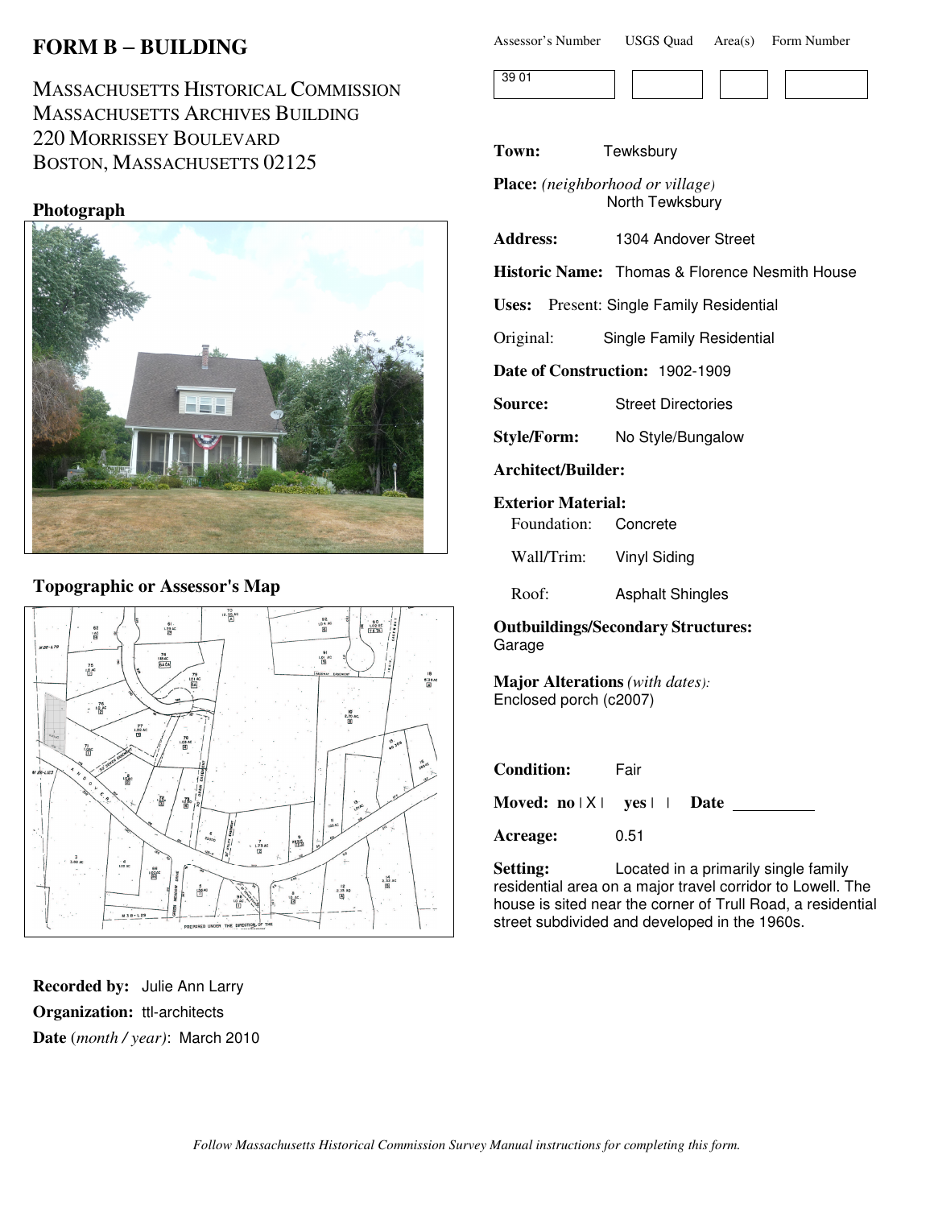# FORM B – BUILDING

MASSACHUSETTS HISTORICAL COMMISSION
MASSACHUSETTS ARCHIVES BUILDING
220 MORRISSEY BOULEVARD
BOSTON, MASSACHUSETTS 02125

| Assessor's Number | USGS Quad | Area(s) | Form Number |
|---|---|---|---|
| 39 01 | | | |

**Photograph**

**Topographic or Assessor's Map**

**Town:** Tewksbury

**Place:** *(neighborhood or village)* North Tewksbury

**Address:** 1304 Andover Street

**Historic Name:** Thomas & Florence Nesmith House

**Uses:** Present: Single Family Residential

Original: Single Family Residential

**Date of Construction:** 1902-1909

**Source:** Street Directories

**Style/Form:** No Style/Bungalow

**Architect/Builder:**

**Exterior Material:**

Foundation: Concrete

Wall/Trim: Vinyl Siding

Roof: Asphalt Shingles

**Outbuildings/Secondary Structures:**
Garage

**Major Alterations** *(with dates):*
Enclosed porch (c2007)

**Condition:** Fair

**Moved:** **no** | X | **yes** | | **Date** ________

**Acreage:** 0.51

**Setting:** Located in a primarily single family residential area on a major travel corridor to Lowell. The house is sited near the corner of Trull Road, a residential street subdivided and developed in the 1960s.

**Recorded by:** Julie Ann Larry

**Organization:** ttl-architects

**Date** (*month / year)*: March 2010

*Follow Massachusetts Historical Commission Survey Manual instructions for completing this form.*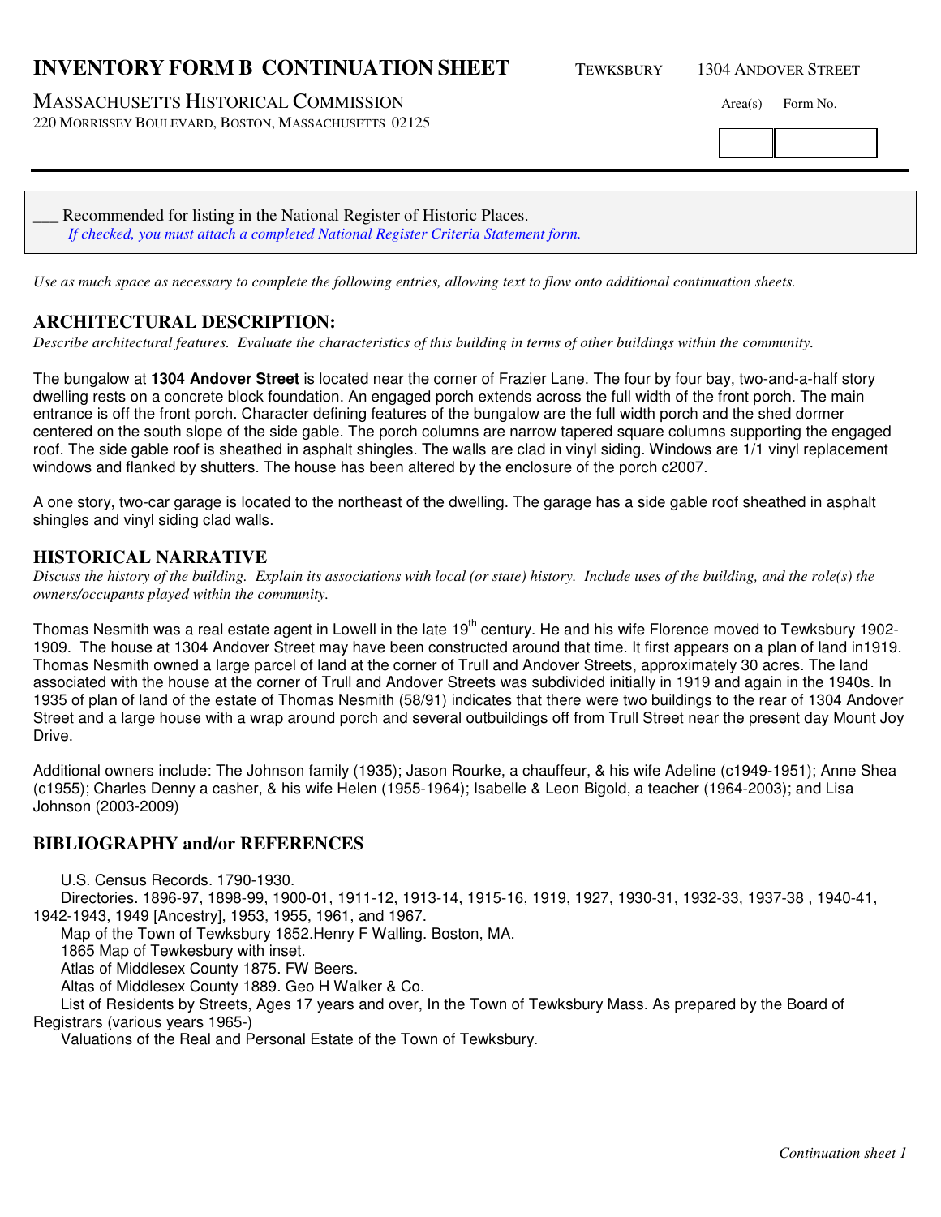# INVENTORY FORM B CONTINUATION SHEET

TEWKSBURY 1304 ANDOVER STREET

MASSACHUSETTS HISTORICAL COMMISSION

220 MORRISSEY BOULEVARD, BOSTON, MASSACHUSETTS 02125

Area(s) Form No.

___ Recommended for listing in the National Register of Historic Places.
*If checked, you must attach a completed National Register Criteria Statement form.*

*Use as much space as necessary to complete the following entries, allowing text to flow onto additional continuation sheets.*

## ARCHITECTURAL DESCRIPTION:

*Describe architectural features. Evaluate the characteristics of this building in terms of other buildings within the community.*

The bungalow at **1304 Andover Street** is located near the corner of Frazier Lane. The four by four bay, two-and-a-half story dwelling rests on a concrete block foundation. An engaged porch extends across the full width of the front porch. The main entrance is off the front porch. Character defining features of the bungalow are the full width porch and the shed dormer centered on the south slope of the side gable. The porch columns are narrow tapered square columns supporting the engaged roof. The side gable roof is sheathed in asphalt shingles. The walls are clad in vinyl siding. Windows are 1/1 vinyl replacement windows and flanked by shutters. The house has been altered by the enclosure of the porch c2007.

A one story, two-car garage is located to the northeast of the dwelling. The garage has a side gable roof sheathed in asphalt shingles and vinyl siding clad walls.

## HISTORICAL NARRATIVE

*Discuss the history of the building. Explain its associations with local (or state) history. Include uses of the building, and the role(s) the owners/occupants played within the community.*

Thomas Nesmith was a real estate agent in Lowell in the late 19th century. He and his wife Florence moved to Tewksbury 1902-1909. The house at 1304 Andover Street may have been constructed around that time. It first appears on a plan of land in1919. Thomas Nesmith owned a large parcel of land at the corner of Trull and Andover Streets, approximately 30 acres. The land associated with the house at the corner of Trull and Andover Streets was subdivided initially in 1919 and again in the 1940s. In 1935 of plan of land of the estate of Thomas Nesmith (58/91) indicates that there were two buildings to the rear of 1304 Andover Street and a large house with a wrap around porch and several outbuildings off from Trull Street near the present day Mount Joy Drive.

Additional owners include: The Johnson family (1935); Jason Rourke, a chauffeur, & his wife Adeline (c1949-1951); Anne Shea (c1955); Charles Denny a casher, & his wife Helen (1955-1964); Isabelle & Leon Bigold, a teacher (1964-2003); and Lisa Johnson (2003-2009)

## BIBLIOGRAPHY and/or REFERENCES

U.S. Census Records. 1790-1930.
Directories. 1896-97, 1898-99, 1900-01, 1911-12, 1913-14, 1915-16, 1919, 1927, 1930-31, 1932-33, 1937-38 , 1940-41, 1942-1943, 1949 [Ancestry], 1953, 1955, 1961, and 1967.
Map of the Town of Tewksbury 1852.Henry F Walling. Boston, MA.
1865 Map of Tewkesbury with inset.
Atlas of Middlesex County 1875. FW Beers.
Altas of Middlesex County 1889. Geo H Walker & Co.
List of Residents by Streets, Ages 17 years and over, In the Town of Tewksbury Mass. As prepared by the Board of Registrars (various years 1965-)
Valuations of the Real and Personal Estate of the Town of Tewksbury.

*Continuation sheet 1*